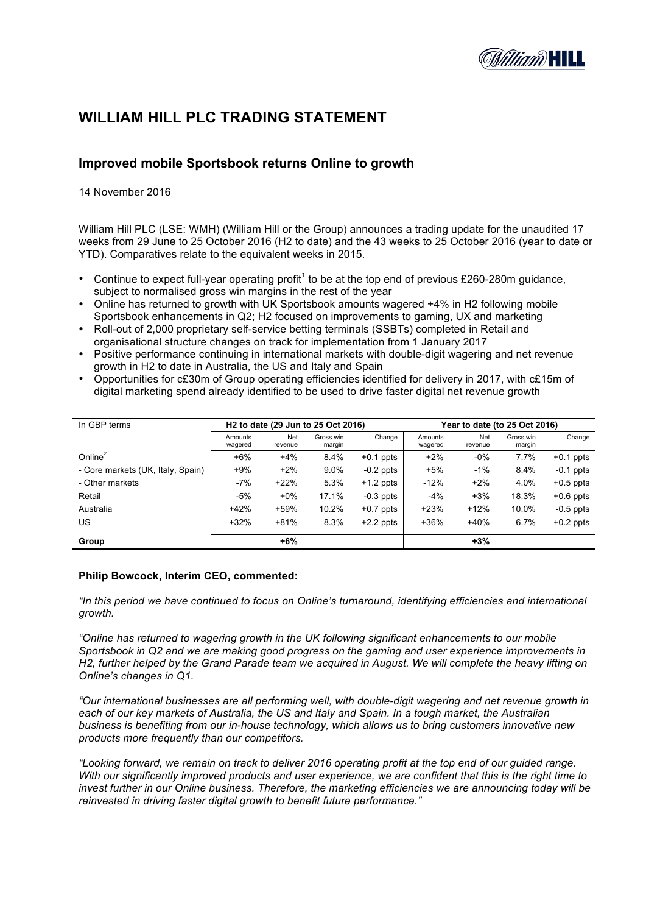# WILLIAM HILL PLC TRADING STATEMENT

## Improved mobile Sportsbook returns Online to growth

14 November 2016

William Hill PLC (LSE: WMH) (William Hill or the Group) announces a trading update for the unaudited 17 weeks from 29 June to 25 October 2016 (H2 to date) and the 43 weeks to 25 October 2016 (year to date or YTD). Comparatives relate to the equivalent weeks in 2015.

- Continue to expect full-year operating profit[1] to be at the top end of previous £260-280m guidance, subject to normalised gross win margins in the rest of the year
- Online has returned to growth with UK Sportsbook amounts wagered +4% in H2 following mobile Sportsbook enhancements in Q2; H2 focused on improvements to gaming, UX and marketing
- Roll-out of 2,000 proprietary self-service betting terminals (SSBTs) completed in Retail and organisational structure changes on track for implementation from 1 January 2017
- Positive performance continuing in international markets with double-digit wagering and net revenue growth in H2 to date in Australia, the US and Italy and Spain
- Opportunities for c£30m of Group operating efficiencies identified for delivery in 2017, with c£15m of digital marketing spend already identified to be used to drive faster digital net revenue growth

| In GBP terms | H2 to date (29 Jun to 25 Oct 2016) | | | | Year to date (to 25 Oct 2016) | | | |
|---|---|---|---|---|---|---|---|---|
| | Amounts wagered | Net revenue | Gross win margin | Change | Amounts wagered | Net revenue | Gross win margin | Change |
| Online[2] | +6% | +4% | 8.4% | +0.1 ppts | +2% | -0% | 7.7% | +0.1 ppts |
| - Core markets (UK, Italy, Spain) | +9% | +2% | 9.0% | -0.2 ppts | +5% | -1% | 8.4% | -0.1 ppts |
| - Other markets | -7% | +22% | 5.3% | +1.2 ppts | -12% | +2% | 4.0% | +0.5 ppts |
| Retail | -5% | +0% | 17.1% | -0.3 ppts | -4% | +3% | 18.3% | +0.6 ppts |
| Australia | +42% | +59% | 10.2% | +0.7 ppts | +23% | +12% | 10.0% | -0.5 ppts |
| US | +32% | +81% | 8.3% | +2.2 ppts | +36% | +40% | 6.7% | +0.2 ppts |
| **Group** | | **+6%** | | | | **+3%** | | |

**Philip Bowcock, Interim CEO, commented:**

*"In this period we have continued to focus on Online's turnaround, identifying efficiencies and international growth.*

*"Online has returned to wagering growth in the UK following significant enhancements to our mobile Sportsbook in Q2 and we are making good progress on the gaming and user experience improvements in H2, further helped by the Grand Parade team we acquired in August. We will complete the heavy lifting on Online's changes in Q1.*

*"Our international businesses are all performing well, with double-digit wagering and net revenue growth in each of our key markets of Australia, the US and Italy and Spain. In a tough market, the Australian business is benefiting from our in-house technology, which allows us to bring customers innovative new products more frequently than our competitors.*

*"Looking forward, we remain on track to deliver 2016 operating profit at the top end of our guided range. With our significantly improved products and user experience, we are confident that this is the right time to invest further in our Online business. Therefore, the marketing efficiencies we are announcing today will be reinvested in driving faster digital growth to benefit future performance."*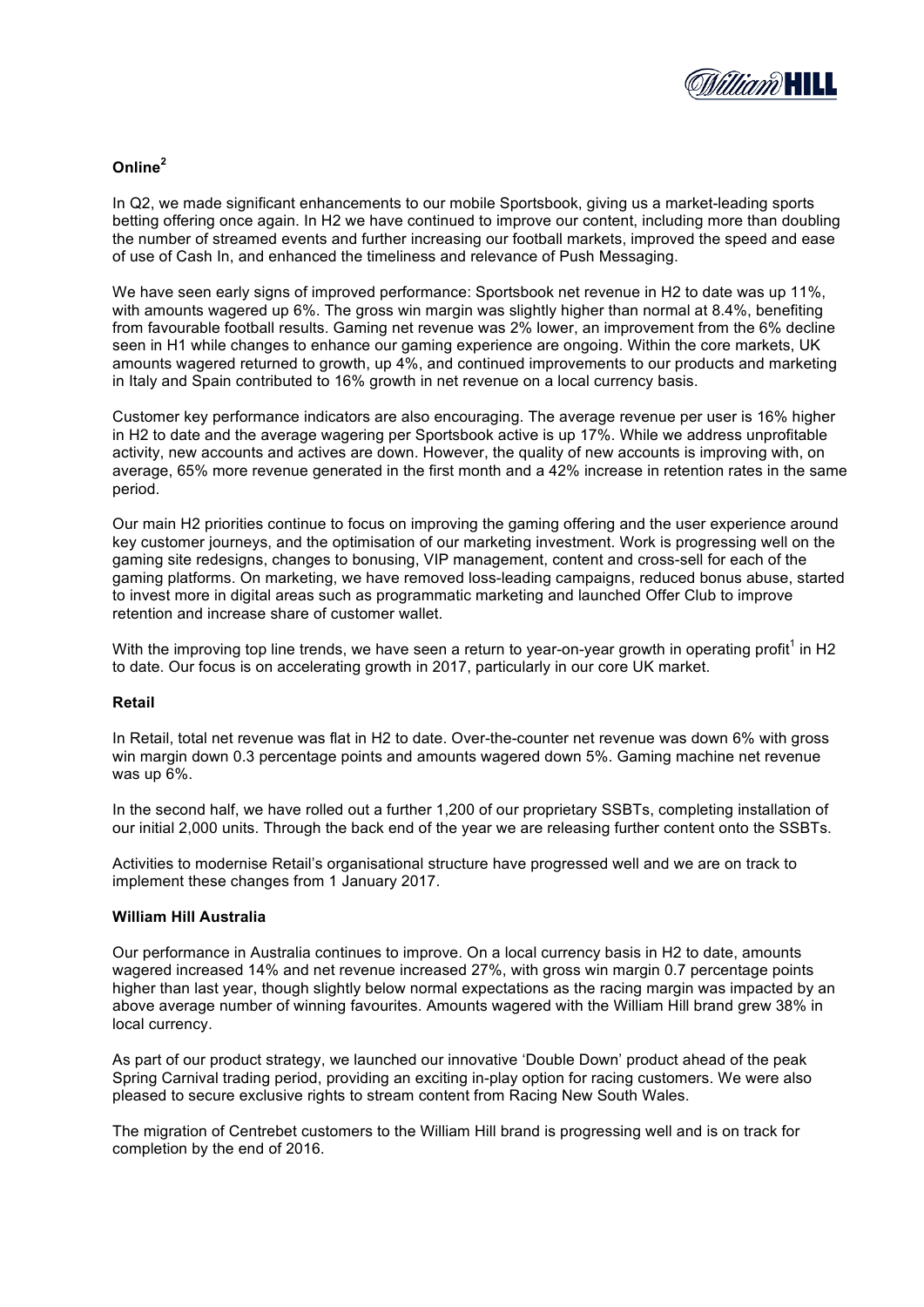## Online[2]

In Q2, we made significant enhancements to our mobile Sportsbook, giving us a market-leading sports betting offering once again. In H2 we have continued to improve our content, including more than doubling the number of streamed events and further increasing our football markets, improved the speed and ease of use of Cash In, and enhanced the timeliness and relevance of Push Messaging.

We have seen early signs of improved performance: Sportsbook net revenue in H2 to date was up 11%, with amounts wagered up 6%. The gross win margin was slightly higher than normal at 8.4%, benefiting from favourable football results. Gaming net revenue was 2% lower, an improvement from the 6% decline seen in H1 while changes to enhance our gaming experience are ongoing. Within the core markets, UK amounts wagered returned to growth, up 4%, and continued improvements to our products and marketing in Italy and Spain contributed to 16% growth in net revenue on a local currency basis.

Customer key performance indicators are also encouraging. The average revenue per user is 16% higher in H2 to date and the average wagering per Sportsbook active is up 17%. While we address unprofitable activity, new accounts and actives are down. However, the quality of new accounts is improving with, on average, 65% more revenue generated in the first month and a 42% increase in retention rates in the same period.

Our main H2 priorities continue to focus on improving the gaming offering and the user experience around key customer journeys, and the optimisation of our marketing investment. Work is progressing well on the gaming site redesigns, changes to bonusing, VIP management, content and cross-sell for each of the gaming platforms. On marketing, we have removed loss-leading campaigns, reduced bonus abuse, started to invest more in digital areas such as programmatic marketing and launched Offer Club to improve retention and increase share of customer wallet.

With the improving top line trends, we have seen a return to year-on-year growth in operating profit[1] in H2 to date. Our focus is on accelerating growth in 2017, particularly in our core UK market.

## Retail

In Retail, total net revenue was flat in H2 to date. Over-the-counter net revenue was down 6% with gross win margin down 0.3 percentage points and amounts wagered down 5%. Gaming machine net revenue was up 6%.

In the second half, we have rolled out a further 1,200 of our proprietary SSBTs, completing installation of our initial 2,000 units. Through the back end of the year we are releasing further content onto the SSBTs.

Activities to modernise Retail's organisational structure have progressed well and we are on track to implement these changes from 1 January 2017.

## William Hill Australia

Our performance in Australia continues to improve. On a local currency basis in H2 to date, amounts wagered increased 14% and net revenue increased 27%, with gross win margin 0.7 percentage points higher than last year, though slightly below normal expectations as the racing margin was impacted by an above average number of winning favourites. Amounts wagered with the William Hill brand grew 38% in local currency.

As part of our product strategy, we launched our innovative 'Double Down' product ahead of the peak Spring Carnival trading period, providing an exciting in-play option for racing customers. We were also pleased to secure exclusive rights to stream content from Racing New South Wales.

The migration of Centrebet customers to the William Hill brand is progressing well and is on track for completion by the end of 2016.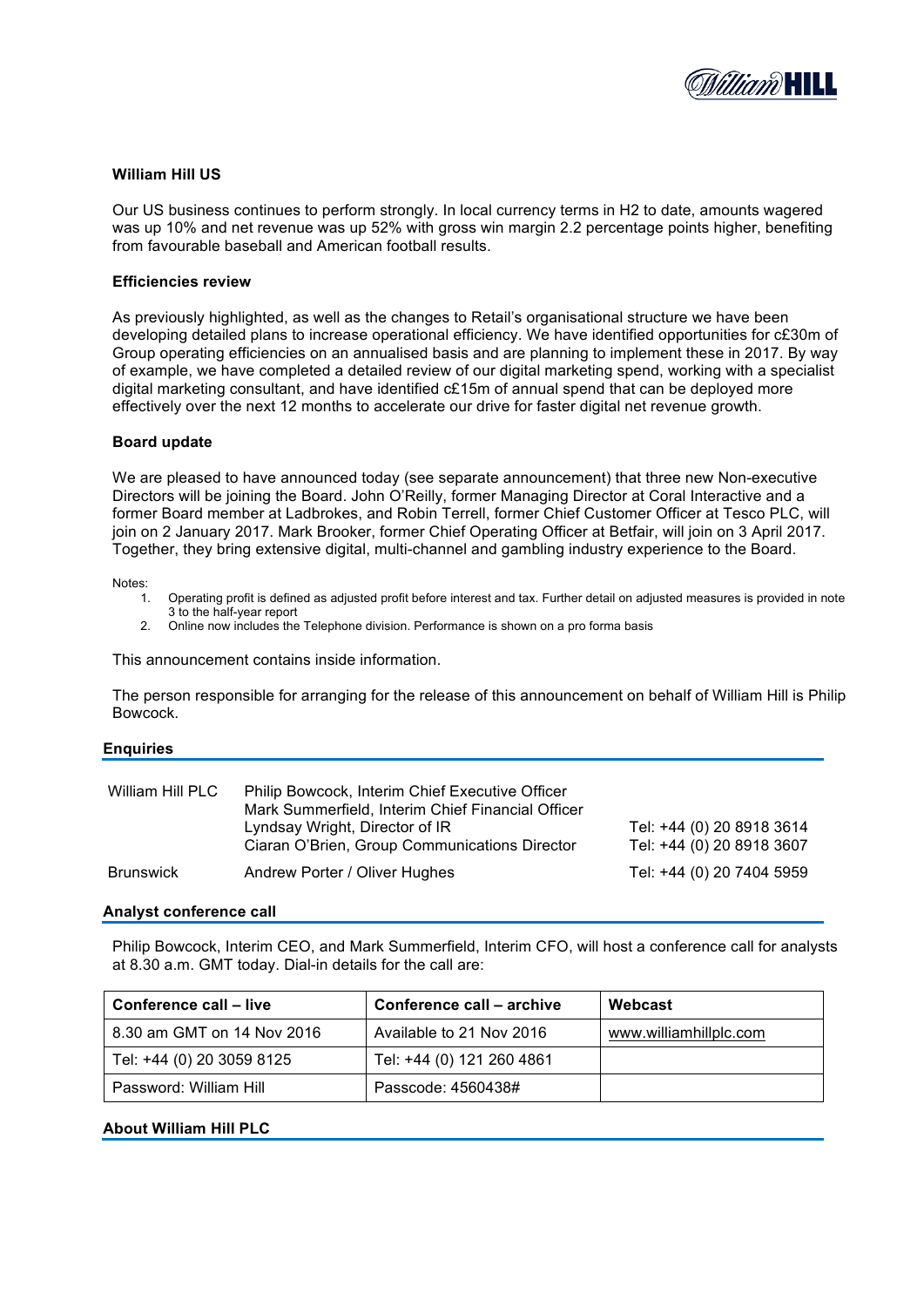**William Hill US**

Our US business continues to perform strongly. In local currency terms in H2 to date, amounts wagered was up 10% and net revenue was up 52% with gross win margin 2.2 percentage points higher, benefiting from favourable baseball and American football results.

**Efficiencies review**

As previously highlighted, as well as the changes to Retail's organisational structure we have been developing detailed plans to increase operational efficiency. We have identified opportunities for c£30m of Group operating efficiencies on an annualised basis and are planning to implement these in 2017. By way of example, we have completed a detailed review of our digital marketing spend, working with a specialist digital marketing consultant, and have identified c£15m of annual spend that can be deployed more effectively over the next 12 months to accelerate our drive for faster digital net revenue growth.

**Board update**

We are pleased to have announced today (see separate announcement) that three new Non-executive Directors will be joining the Board. John O'Reilly, former Managing Director at Coral Interactive and a former Board member at Ladbrokes, and Robin Terrell, former Chief Customer Officer at Tesco PLC, will join on 2 January 2017. Mark Brooker, former Chief Operating Officer at Betfair, will join on 3 April 2017. Together, they bring extensive digital, multi-channel and gambling industry experience to the Board.

Notes:
1. Operating profit is defined as adjusted profit before interest and tax. Further detail on adjusted measures is provided in note 3 to the half-year report
2. Online now includes the Telephone division. Performance is shown on a pro forma basis

This announcement contains inside information.

The person responsible for arranging for the release of this announcement on behalf of William Hill is Philip Bowcock.

## Enquiries

| | | |
|---|---|---|
| William Hill PLC | Philip Bowcock, Interim Chief Executive Officer<br>Mark Summerfield, Interim Chief Financial Officer<br>Lyndsay Wright, Director of IR<br>Ciaran O'Brien, Group Communications Director | <br><br>Tel: +44 (0) 20 8918 3614<br>Tel: +44 (0) 20 8918 3607 |
| Brunswick | Andrew Porter / Oliver Hughes | Tel: +44 (0) 20 7404 5959 |

## Analyst conference call

Philip Bowcock, Interim CEO, and Mark Summerfield, Interim CFO, will host a conference call for analysts at 8.30 a.m. GMT today. Dial-in details for the call are:

| Conference call – live | Conference call – archive | Webcast |
|---|---|---|
| 8.30 am GMT on 14 Nov 2016 | Available to 21 Nov 2016 | www.williamhillplc.com |
| Tel: +44 (0) 20 3059 8125 | Tel: +44 (0) 121 260 4861 | |
| Password: William Hill | Passcode: 4560438# | |

## About William Hill PLC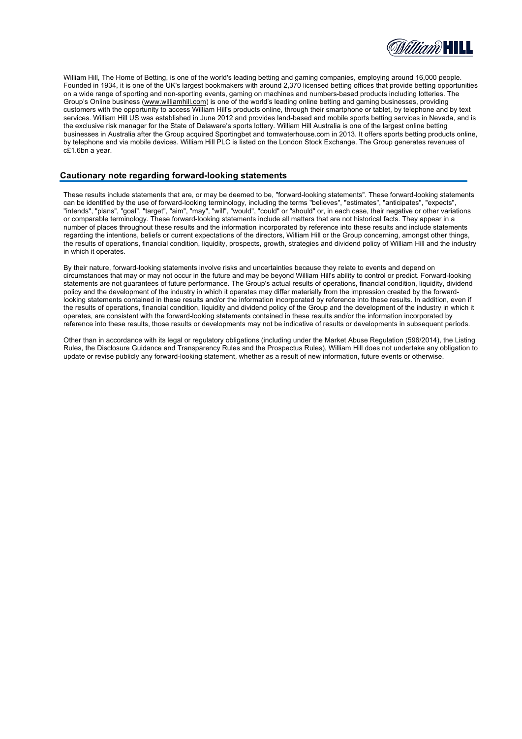William Hill, The Home of Betting, is one of the world's leading betting and gaming companies, employing around 16,000 people. Founded in 1934, it is one of the UK's largest bookmakers with around 2,370 licensed betting offices that provide betting opportunities on a wide range of sporting and non-sporting events, gaming on machines and numbers-based products including lotteries. The Group's Online business (www.williamhill.com) is one of the world's leading online betting and gaming businesses, providing customers with the opportunity to access William Hill's products online, through their smartphone or tablet, by telephone and by text services. William Hill US was established in June 2012 and provides land-based and mobile sports betting services in Nevada, and is the exclusive risk manager for the State of Delaware's sports lottery. William Hill Australia is one of the largest online betting businesses in Australia after the Group acquired Sportingbet and tomwaterhouse.com in 2013. It offers sports betting products online, by telephone and via mobile devices. William Hill PLC is listed on the London Stock Exchange. The Group generates revenues of c£1.6bn a year.

## Cautionary note regarding forward-looking statements

These results include statements that are, or may be deemed to be, "forward-looking statements". These forward-looking statements can be identified by the use of forward-looking terminology, including the terms "believes", "estimates", "anticipates", "expects", "intends", "plans", "goal", "target", "aim", "may", "will", "would", "could" or "should" or, in each case, their negative or other variations or comparable terminology. These forward-looking statements include all matters that are not historical facts. They appear in a number of places throughout these results and the information incorporated by reference into these results and include statements regarding the intentions, beliefs or current expectations of the directors, William Hill or the Group concerning, amongst other things, the results of operations, financial condition, liquidity, prospects, growth, strategies and dividend policy of William Hill and the industry in which it operates.

By their nature, forward-looking statements involve risks and uncertainties because they relate to events and depend on circumstances that may or may not occur in the future and may be beyond William Hill's ability to control or predict. Forward-looking statements are not guarantees of future performance. The Group's actual results of operations, financial condition, liquidity, dividend policy and the development of the industry in which it operates may differ materially from the impression created by the forward-looking statements contained in these results and/or the information incorporated by reference into these results. In addition, even if the results of operations, financial condition, liquidity and dividend policy of the Group and the development of the industry in which it operates, are consistent with the forward-looking statements contained in these results and/or the information incorporated by reference into these results, those results or developments may not be indicative of results or developments in subsequent periods.

Other than in accordance with its legal or regulatory obligations (including under the Market Abuse Regulation (596/2014), the Listing Rules, the Disclosure Guidance and Transparency Rules and the Prospectus Rules), William Hill does not undertake any obligation to update or revise publicly any forward-looking statement, whether as a result of new information, future events or otherwise.